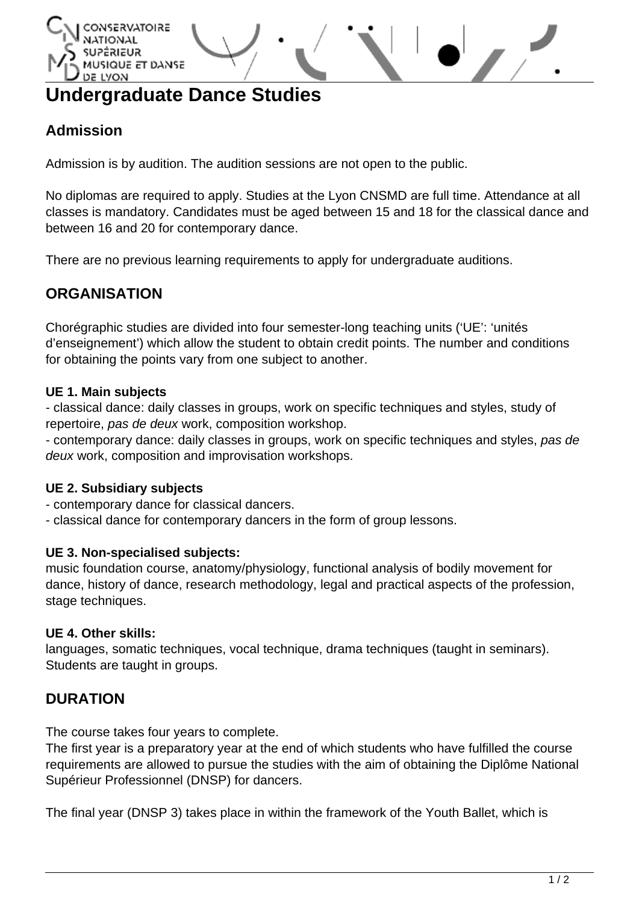# Undergraduate Dance Studies

## Admission

Admission is by audition. The audition sessions are not open to the public.

No diplomas are required to apply. Studies at the Lyon CNSMD are full time. Attendance at all classes is mandatory. Candidates must be aged between 15 and 18 for the classical dance and between 16 and 20 for contemporary dance.

There are no previous learning requirements to apply for undergraduate auditions.

## ORGANISATION

Chorégraphic studies are divided into four semester-long teaching units ('UE': 'unités d'enseignement') which allow the student to obtain credit points. The number and conditions for obtaining the points vary from one subject to another.

**UE 1. Main subjects**
- classical dance: daily classes in groups, work on specific techniques and styles, study of repertoire, *pas de deux* work, composition workshop.
- contemporary dance: daily classes in groups, work on specific techniques and styles, *pas de deux* work, composition and improvisation workshops.

**UE 2. Subsidiary subjects**
- contemporary dance for classical dancers.
- classical dance for contemporary dancers in the form of group lessons.

**UE 3. Non-specialised subjects:**
music foundation course, anatomy/physiology, functional analysis of bodily movement for dance, history of dance, research methodology, legal and practical aspects of the profession, stage techniques.

**UE 4. Other skills:**
languages, somatic techniques, vocal technique, drama techniques (taught in seminars). Students are taught in groups.

## DURATION

The course takes four years to complete.
The first year is a preparatory year at the end of which students who have fulfilled the course requirements are allowed to pursue the studies with the aim of obtaining the Diplôme National Supérieur Professionnel (DNSP) for dancers.

The final year (DNSP 3) takes place in within the framework of the Youth Ballet, which is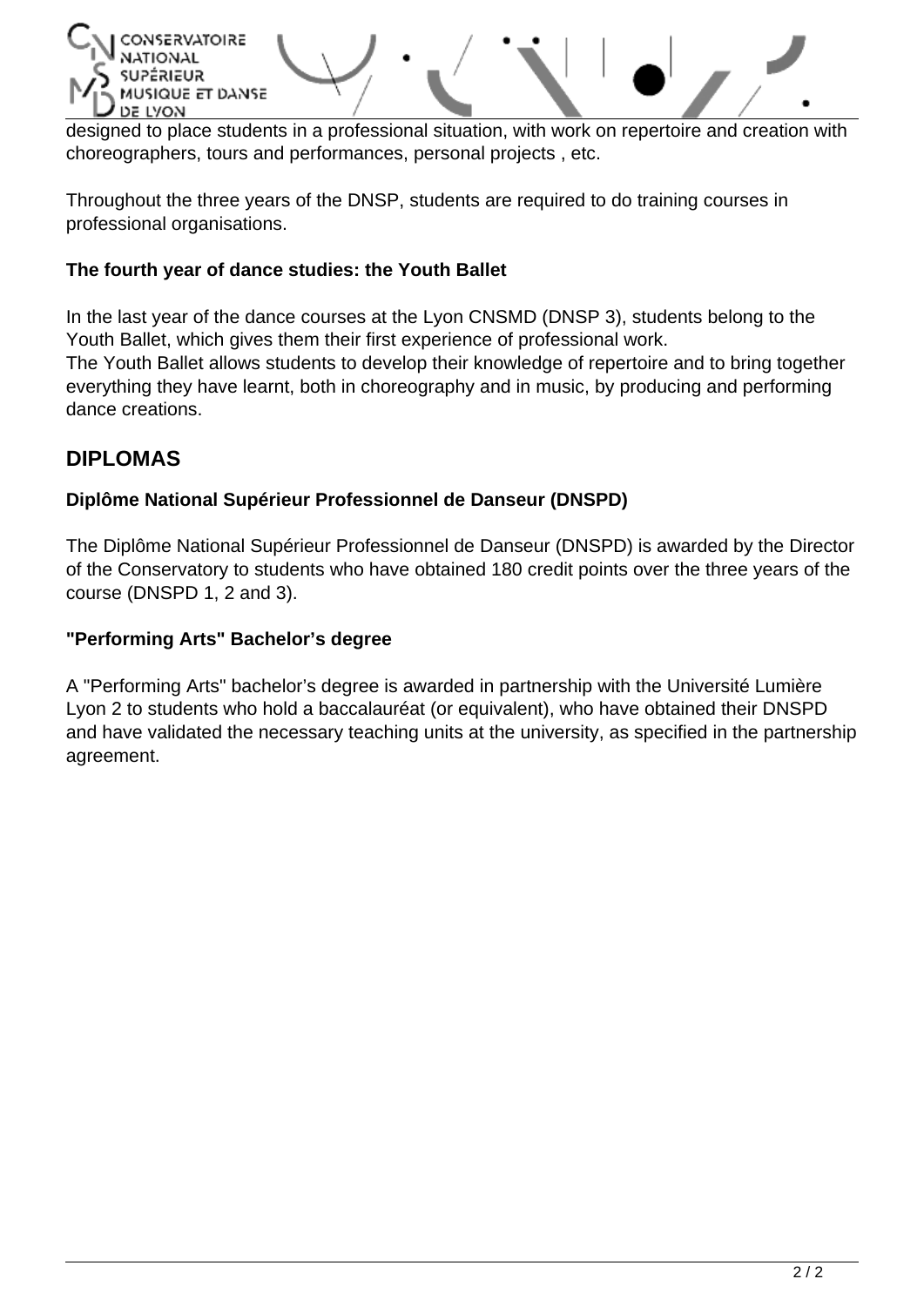designed to place students in a professional situation, with work on repertoire and creation with choreographers, tours and performances, personal projects , etc.

Throughout the three years of the DNSP, students are required to do training courses in professional organisations.

### The fourth year of dance studies: the Youth Ballet

In the last year of the dance courses at the Lyon CNSMD (DNSP 3), students belong to the Youth Ballet, which gives them their first experience of professional work.
The Youth Ballet allows students to develop their knowledge of repertoire and to bring together everything they have learnt, both in choreography and in music, by producing and performing dance creations.

## DIPLOMAS

### Diplôme National Supérieur Professionnel de Danseur (DNSPD)

The Diplôme National Supérieur Professionnel de Danseur (DNSPD) is awarded by the Director of the Conservatory to students who have obtained 180 credit points over the three years of the course (DNSPD 1, 2 and 3).

### "Performing Arts" Bachelor’s degree

A "Performing Arts" bachelor’s degree is awarded in partnership with the Université Lumière Lyon 2 to students who hold a baccalauréat (or equivalent), who have obtained their DNSPD and have validated the necessary teaching units at the university, as specified in the partnership agreement.